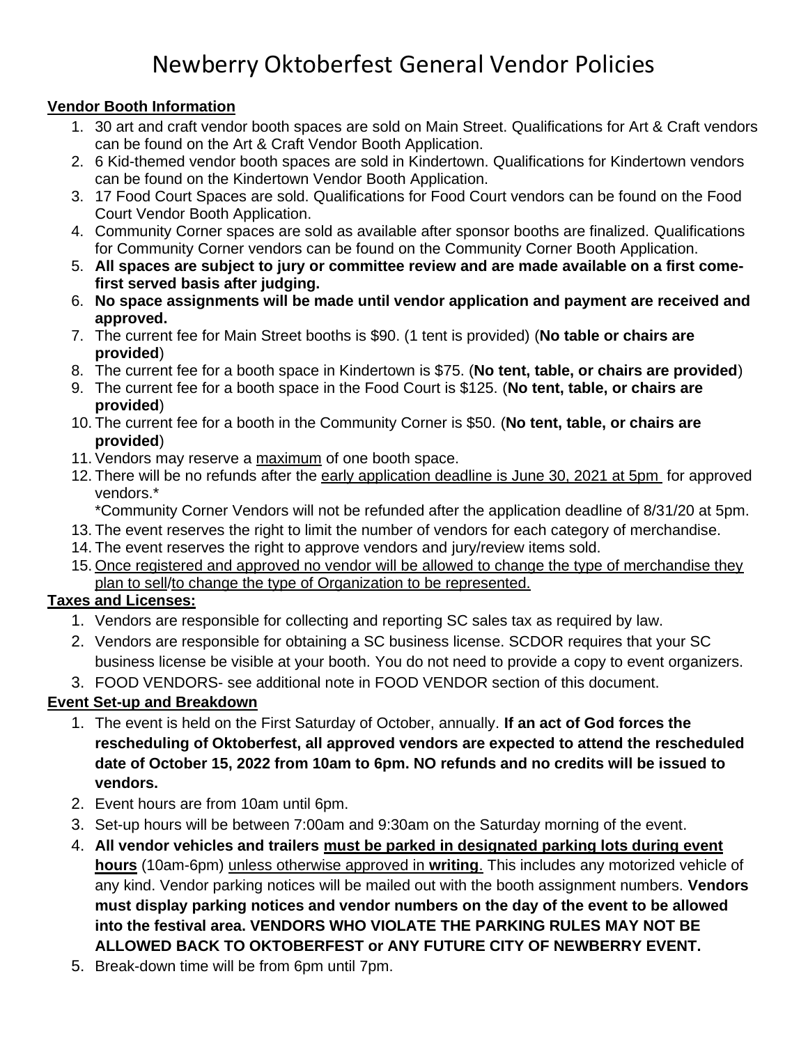# Newberry Oktoberfest General Vendor Policies

**Vendor Booth Information**

1. 30 art and craft vendor booth spaces are sold on Main Street. Qualifications for Art & Craft vendors can be found on the Art & Craft Vendor Booth Application.
2. 6 Kid-themed vendor booth spaces are sold in Kindertown. Qualifications for Kindertown vendors can be found on the Kindertown Vendor Booth Application.
3. 17 Food Court Spaces are sold. Qualifications for Food Court vendors can be found on the Food Court Vendor Booth Application.
4. Community Corner spaces are sold as available after sponsor booths are finalized. Qualifications for Community Corner vendors can be found on the Community Corner Booth Application.
5. **All spaces are subject to jury or committee review and are made available on a first come-first served basis after judging.**
6. **No space assignments will be made until vendor application and payment are received and approved.**
7. The current fee for Main Street booths is $90. (1 tent is provided) (**No table or chairs are provided**)
8. The current fee for a booth space in Kindertown is $75. (**No tent, table, or chairs are provided**)
9. The current fee for a booth space in the Food Court is $125. (**No tent, table, or chairs are provided**)
10. The current fee for a booth in the Community Corner is $50. (**No tent, table, or chairs are provided**)
11. Vendors may reserve a maximum of one booth space.
12. There will be no refunds after the early application deadline is June 30, 2021 at 5pm for approved vendors.*

    *Community Corner Vendors will not be refunded after the application deadline of 8/31/20 at 5pm.
13. The event reserves the right to limit the number of vendors for each category of merchandise.
14. The event reserves the right to approve vendors and jury/review items sold.
15. Once registered and approved no vendor will be allowed to change the type of merchandise they plan to sell/to change the type of Organization to be represented.

**Taxes and Licenses:**

1. Vendors are responsible for collecting and reporting SC sales tax as required by law.
2. Vendors are responsible for obtaining a SC business license. SCDOR requires that your SC business license be visible at your booth. You do not need to provide a copy to event organizers.
3. FOOD VENDORS- see additional note in FOOD VENDOR section of this document.

**Event Set-up and Breakdown**

1. The event is held on the First Saturday of October, annually. **If an act of God forces the rescheduling of Oktoberfest, all approved vendors are expected to attend the rescheduled date of October 15, 2022 from 10am to 6pm. NO refunds and no credits will be issued to vendors.**
2. Event hours are from 10am until 6pm.
3. Set-up hours will be between 7:00am and 9:30am on the Saturday morning of the event.
4. **All vendor vehicles and trailers must be parked in designated parking lots during event hours** (10am-6pm) unless otherwise approved in **writing**. This includes any motorized vehicle of any kind. Vendor parking notices will be mailed out with the booth assignment numbers. **Vendors must display parking notices and vendor numbers on the day of the event to be allowed into the festival area. VENDORS WHO VIOLATE THE PARKING RULES MAY NOT BE ALLOWED BACK TO OKTOBERFEST or ANY FUTURE CITY OF NEWBERRY EVENT.**
5. Break-down time will be from 6pm until 7pm.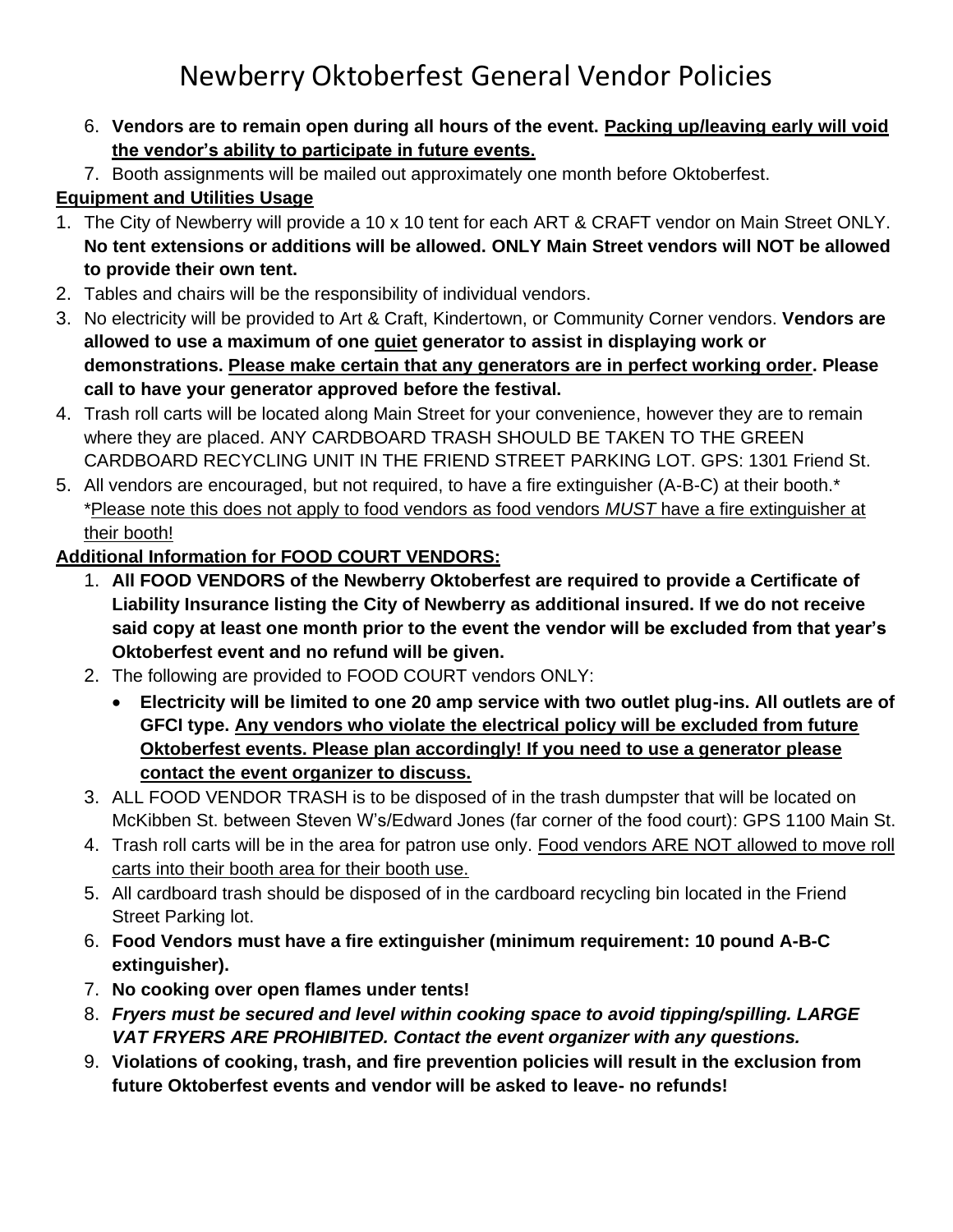# Newberry Oktoberfest General Vendor Policies

6. **Vendors are to remain open during all hours of the event. <u>Packing up/leaving early will void the vendor's ability to participate in future events.</u>**
7. Booth assignments will be mailed out approximately one month before Oktoberfest.

**<u>Equipment and Utilities Usage</u>**

1. The City of Newberry will provide a 10 x 10 tent for each ART & CRAFT vendor on Main Street ONLY. **No tent extensions or additions will be allowed. ONLY Main Street vendors will NOT be allowed to provide their own tent.**
2. Tables and chairs will be the responsibility of individual vendors.
3. No electricity will be provided to Art & Craft, Kindertown, or Community Corner vendors. **Vendors are allowed to use a maximum of one <u>quiet</u> generator to assist in displaying work or demonstrations. <u>Please make certain that any generators are in perfect working order</u>. Please call to have your generator approved before the festival.**
4. Trash roll carts will be located along Main Street for your convenience, however they are to remain where they are placed. ANY CARDBOARD TRASH SHOULD BE TAKEN TO THE GREEN CARDBOARD RECYCLING UNIT IN THE FRIEND STREET PARKING LOT. GPS: 1301 Friend St.
5. All vendors are encouraged, but not required, to have a fire extinguisher (A-B-C) at their booth.* <u>*Please note this does not apply to food vendors as food vendors *MUST* have a fire extinguisher at their booth!</u>

**<u>Additional Information for FOOD COURT VENDORS:</u>**

1. **All FOOD VENDORS of the Newberry Oktoberfest are required to provide a Certificate of Liability Insurance listing the City of Newberry as additional insured. If we do not receive said copy at least one month prior to the event the vendor will be excluded from that year's Oktoberfest event and no refund will be given.**
2. The following are provided to FOOD COURT vendors ONLY:
   - **Electricity will be limited to one 20 amp service with two outlet plug-ins. All outlets are of GFCI type. <u>Any vendors who violate the electrical policy will be excluded from future Oktoberfest events. Please plan accordingly! If you need to use a generator please contact the event organizer to discuss.</u>**
3. ALL FOOD VENDOR TRASH is to be disposed of in the trash dumpster that will be located on McKibben St. between Steven W's/Edward Jones (far corner of the food court): GPS 1100 Main St.
4. Trash roll carts will be in the area for patron use only. <u>Food vendors ARE NOT allowed to move roll carts into their booth area for their booth use.</u>
5. All cardboard trash should be disposed of in the cardboard recycling bin located in the Friend Street Parking lot.
6. **Food Vendors must have a fire extinguisher (minimum requirement: 10 pound A-B-C extinguisher).**
7. **No cooking over open flames under tents!**
8. ***Fryers must be secured and level within cooking space to avoid tipping/spilling. LARGE VAT FRYERS ARE PROHIBITED. Contact the event organizer with any questions.***
9. **Violations of cooking, trash, and fire prevention policies will result in the exclusion from future Oktoberfest events and vendor will be asked to leave- no refunds!**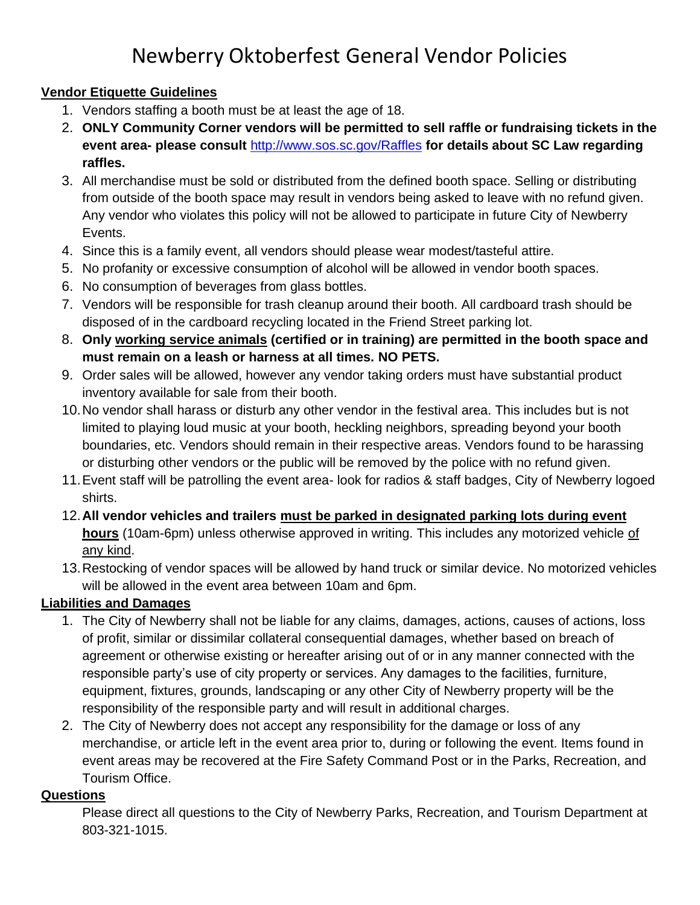# Newberry Oktoberfest General Vendor Policies

**Vendor Etiquette Guidelines**

1. Vendors staffing a booth must be at least the age of 18.
2. **ONLY Community Corner vendors will be permitted to sell raffle or fundraising tickets in the event area- please consult** http://www.sos.sc.gov/Raffles **for details about SC Law regarding raffles.**
3. All merchandise must be sold or distributed from the defined booth space. Selling or distributing from outside of the booth space may result in vendors being asked to leave with no refund given. Any vendor who violates this policy will not be allowed to participate in future City of Newberry Events.
4. Since this is a family event, all vendors should please wear modest/tasteful attire.
5. No profanity or excessive consumption of alcohol will be allowed in vendor booth spaces.
6. No consumption of beverages from glass bottles.
7. Vendors will be responsible for trash cleanup around their booth. All cardboard trash should be disposed of in the cardboard recycling located in the Friend Street parking lot.
8. **Only working service animals (certified or in training) are permitted in the booth space and must remain on a leash or harness at all times. NO PETS.**
9. Order sales will be allowed, however any vendor taking orders must have substantial product inventory available for sale from their booth.
10. No vendor shall harass or disturb any other vendor in the festival area. This includes but is not limited to playing loud music at your booth, heckling neighbors, spreading beyond your booth boundaries, etc. Vendors should remain in their respective areas. Vendors found to be harassing or disturbing other vendors or the public will be removed by the police with no refund given.
11. Event staff will be patrolling the event area- look for radios & staff badges, City of Newberry logoed shirts.
12. **All vendor vehicles and trailers must be parked in designated parking lots during event hours** (10am-6pm) unless otherwise approved in writing. This includes any motorized vehicle of any kind.
13. Restocking of vendor spaces will be allowed by hand truck or similar device. No motorized vehicles will be allowed in the event area between 10am and 6pm.

**Liabilities and Damages**

1. The City of Newberry shall not be liable for any claims, damages, actions, causes of actions, loss of profit, similar or dissimilar collateral consequential damages, whether based on breach of agreement or otherwise existing or hereafter arising out of or in any manner connected with the responsible party's use of city property or services. Any damages to the facilities, furniture, equipment, fixtures, grounds, landscaping or any other City of Newberry property will be the responsibility of the responsible party and will result in additional charges.
2. The City of Newberry does not accept any responsibility for the damage or loss of any merchandise, or article left in the event area prior to, during or following the event. Items found in event areas may be recovered at the Fire Safety Command Post or in the Parks, Recreation, and Tourism Office.

**Questions**

Please direct all questions to the City of Newberry Parks, Recreation, and Tourism Department at 803-321-1015.